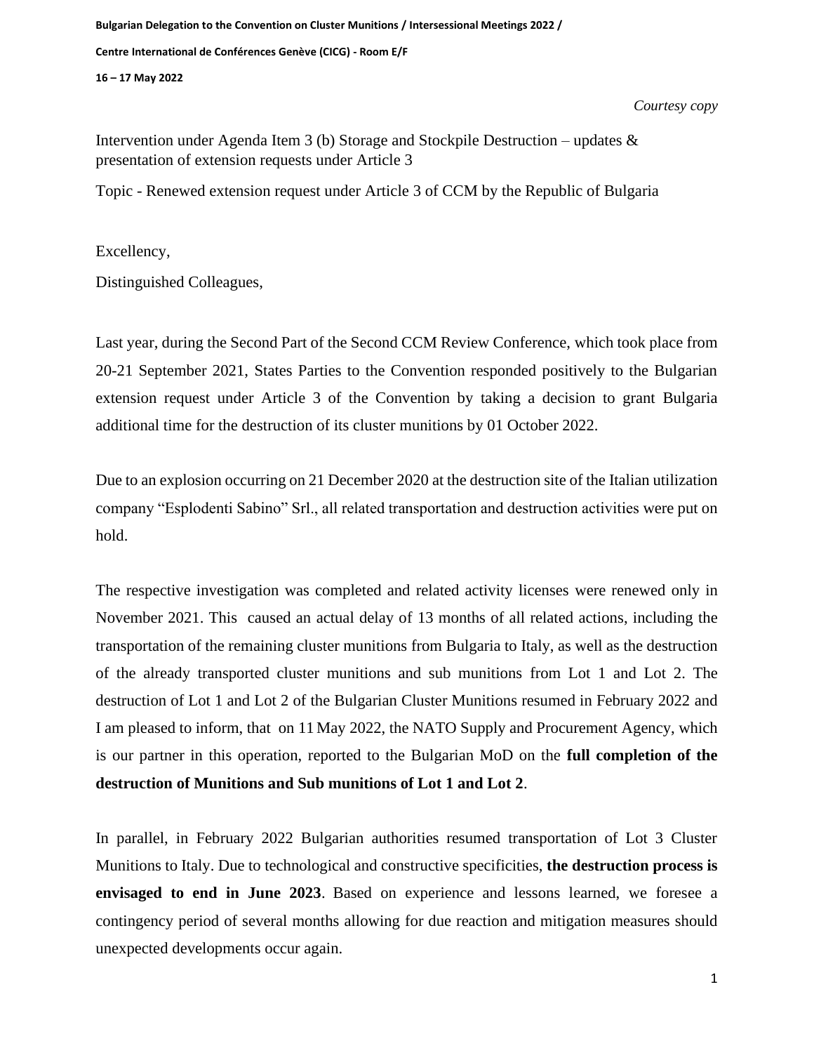**Bulgarian Delegation to the Convention on Cluster Munitions / Intersessional Meetings 2022 /**

**Centre International de Conférences Genève (CICG) - Room E/F**

**16 – 17 May 2022**

*Courtesy copy*

Intervention under Agenda Item 3 (b) Storage and Stockpile Destruction – updates & presentation of extension requests under Article 3

Topic - Renewed extension request under Article 3 of CCM by the Republic of Bulgaria

Excellency,

Distinguished Colleagues,

Last year, during the Second Part of the Second CCM Review Conference, which took place from 20-21 September 2021, States Parties to the Convention responded positively to the Bulgarian extension request under Article 3 of the Convention by taking a decision to grant Bulgaria additional time for the destruction of its cluster munitions by 01 October 2022.

Due to an explosion occurring on 21 December 2020 at the destruction site of the Italian utilization company "Esplodenti Sabino" Srl., all related transportation and destruction activities were put on hold.

The respective investigation was completed and related activity licenses were renewed only in November 2021. This caused an actual delay of 13 months of all related actions, including the transportation of the remaining cluster munitions from Bulgaria to Italy, as well as the destruction of the already transported cluster munitions and sub munitions from Lot 1 and Lot 2. The destruction of Lot 1 and Lot 2 of the Bulgarian Cluster Munitions resumed in February 2022 and I am pleased to inform, that on 11 May 2022, the NATO Supply and Procurement Agency, which is our partner in this operation, reported to the Bulgarian MoD on the **full completion of the destruction of Munitions and Sub munitions of Lot 1 and Lot 2**.

In parallel, in February 2022 Bulgarian authorities resumed transportation of Lot 3 Cluster Munitions to Italy. Due to technological and constructive specificities, **the destruction process is envisaged to end in June 2023**. Based on experience and lessons learned, we foresee a contingency period of several months allowing for due reaction and mitigation measures should unexpected developments occur again.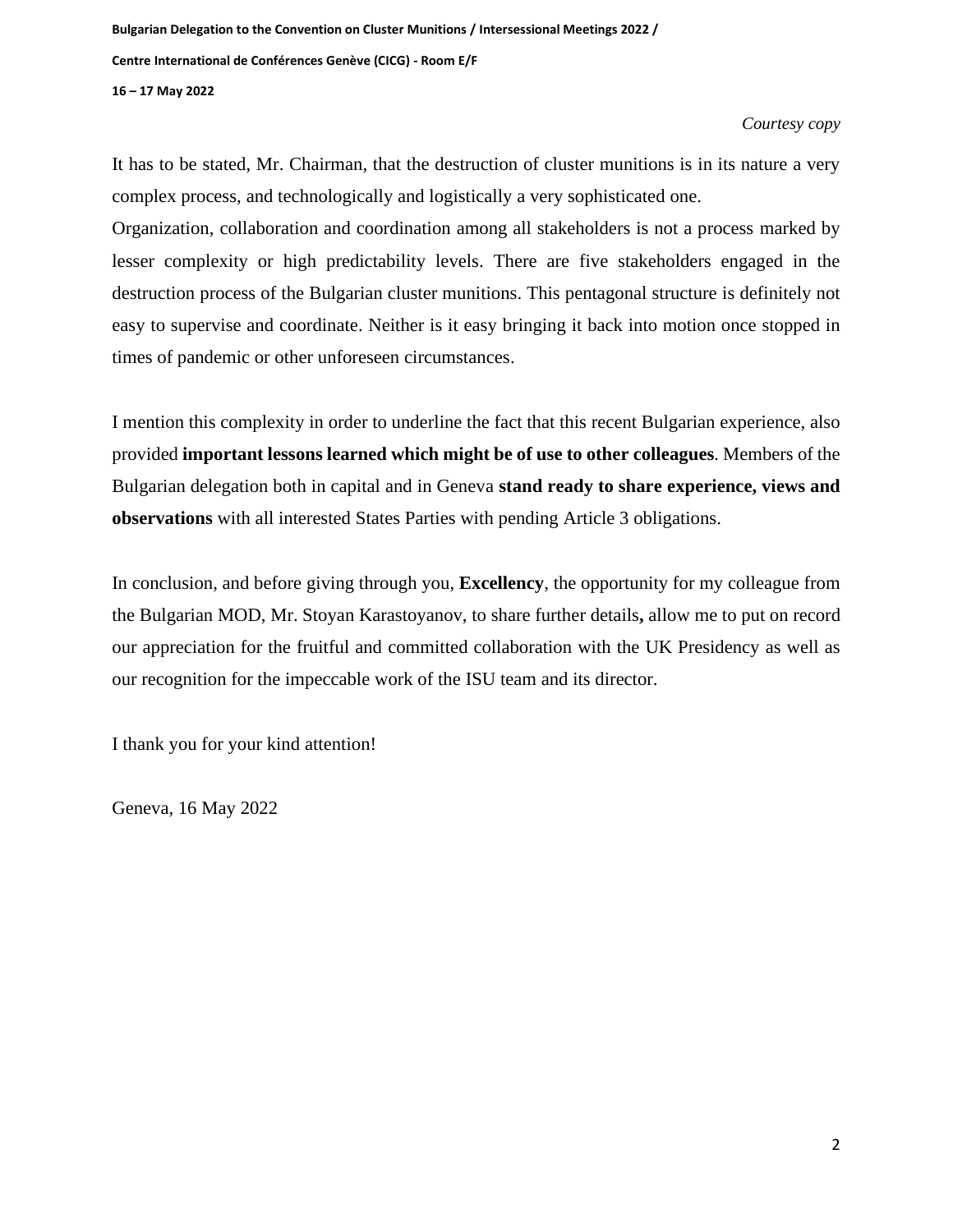*Courtesy copy*

It has to be stated, Mr. Chairman, that the destruction of cluster munitions is in its nature a very complex process, and technologically and logistically a very sophisticated one.
Organization, collaboration and coordination among all stakeholders is not a process marked by lesser complexity or high predictability levels. There are five stakeholders engaged in the destruction process of the Bulgarian cluster munitions. This pentagonal structure is definitely not easy to supervise and coordinate. Neither is it easy bringing it back into motion once stopped in times of pandemic or other unforeseen circumstances.

I mention this complexity in order to underline the fact that this recent Bulgarian experience, also provided **important lessons learned which might be of use to other colleagues**. Members of the Bulgarian delegation both in capital and in Geneva **stand ready to share experience, views and observations** with all interested States Parties with pending Article 3 obligations.

In conclusion, and before giving through you, **Excellency**, the opportunity for my colleague from the Bulgarian MOD, Mr. Stoyan Karastoyanov, to share further details**,** allow me to put on record our appreciation for the fruitful and committed collaboration with the UK Presidency as well as our recognition for the impeccable work of the ISU team and its director.

I thank you for your kind attention!

Geneva, 16 May 2022